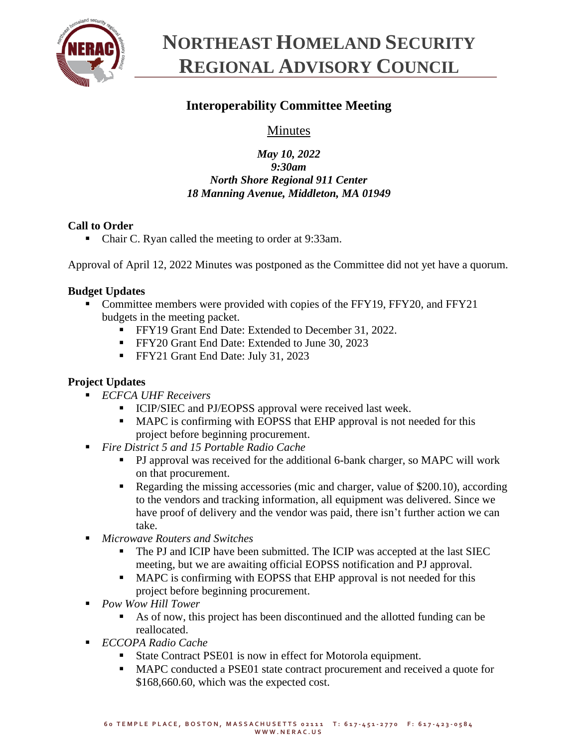# NORTHEAST HOMELAND SECURITY REGIONAL ADVISORY COUNCIL

## Interoperability Committee Meeting

Minutes

*May 10, 2022*
*9:30am*
*North Shore Regional 911 Center*
*18 Manning Avenue, Middleton, MA 01949*

**Call to Order**

- Chair C. Ryan called the meeting to order at 9:33am.

Approval of April 12, 2022 Minutes was postponed as the Committee did not yet have a quorum.

**Budget Updates**

- Committee members were provided with copies of the FFY19, FFY20, and FFY21 budgets in the meeting packet.
  - FFY19 Grant End Date: Extended to December 31, 2022.
  - FFY20 Grant End Date: Extended to June 30, 2023
  - FFY21 Grant End Date: July 31, 2023

**Project Updates**

- *ECFCA UHF Receivers*
  - ICIP/SIEC and PJ/EOPSS approval were received last week.
  - MAPC is confirming with EOPSS that EHP approval is not needed for this project before beginning procurement.
- *Fire District 5 and 15 Portable Radio Cache*
  - PJ approval was received for the additional 6-bank charger, so MAPC will work on that procurement.
  - Regarding the missing accessories (mic and charger, value of $200.10), according to the vendors and tracking information, all equipment was delivered. Since we have proof of delivery and the vendor was paid, there isn't further action we can take.
- *Microwave Routers and Switches*
  - The PJ and ICIP have been submitted. The ICIP was accepted at the last SIEC meeting, but we are awaiting official EOPSS notification and PJ approval.
  - MAPC is confirming with EOPSS that EHP approval is not needed for this project before beginning procurement.
- *Pow Wow Hill Tower*
  - As of now, this project has been discontinued and the allotted funding can be reallocated.
- *ECCOPA Radio Cache*
  - State Contract PSE01 is now in effect for Motorola equipment.
  - MAPC conducted a PSE01 state contract procurement and received a quote for $168,660.60, which was the expected cost.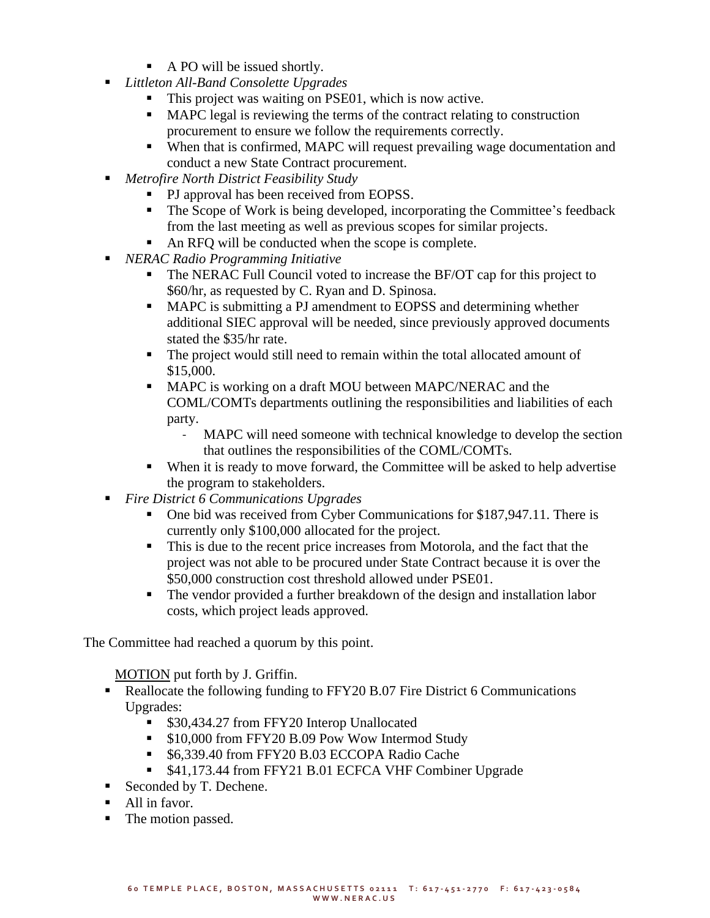- A PO will be issued shortly.
    - *Littleton All-Band Consolette Upgrades*
        - This project was waiting on PSE01, which is now active.
        - MAPC legal is reviewing the terms of the contract relating to construction procurement to ensure we follow the requirements correctly.
        - When that is confirmed, MAPC will request prevailing wage documentation and conduct a new State Contract procurement.
    - *Metrofire North District Feasibility Study*
        - PJ approval has been received from EOPSS.
        - The Scope of Work is being developed, incorporating the Committee's feedback from the last meeting as well as previous scopes for similar projects.
        - An RFQ will be conducted when the scope is complete.
    - *NERAC Radio Programming Initiative*
        - The NERAC Full Council voted to increase the BF/OT cap for this project to \$60/hr, as requested by C. Ryan and D. Spinosa.
        - MAPC is submitting a PJ amendment to EOPSS and determining whether additional SIEC approval will be needed, since previously approved documents stated the \$35/hr rate.
        - The project would still need to remain within the total allocated amount of \$15,000.
        - MAPC is working on a draft MOU between MAPC/NERAC and the COML/COMTs departments outlining the responsibilities and liabilities of each party.
            - MAPC will need someone with technical knowledge to develop the section that outlines the responsibilities of the COML/COMTs.
        - When it is ready to move forward, the Committee will be asked to help advertise the program to stakeholders.
    - *Fire District 6 Communications Upgrades*
        - One bid was received from Cyber Communications for \$187,947.11. There is currently only \$100,000 allocated for the project.
        - This is due to the recent price increases from Motorola, and the fact that the project was not able to be procured under State Contract because it is over the \$50,000 construction cost threshold allowed under PSE01.
        - The vendor provided a further breakdown of the design and installation labor costs, which project leads approved.

The Committee had reached a quorum by this point.

<u>MOTION</u> put forth by J. Griffin.

- Reallocate the following funding to FFY20 B.07 Fire District 6 Communications Upgrades:
    - \$30,434.27 from FFY20 Interop Unallocated
    - \$10,000 from FFY20 B.09 Pow Wow Intermod Study
    - \$6,339.40 from FFY20 B.03 ECCOPA Radio Cache
    - \$41,173.44 from FFY21 B.01 ECFCA VHF Combiner Upgrade
- Seconded by T. Dechene.
- All in favor.
- The motion passed.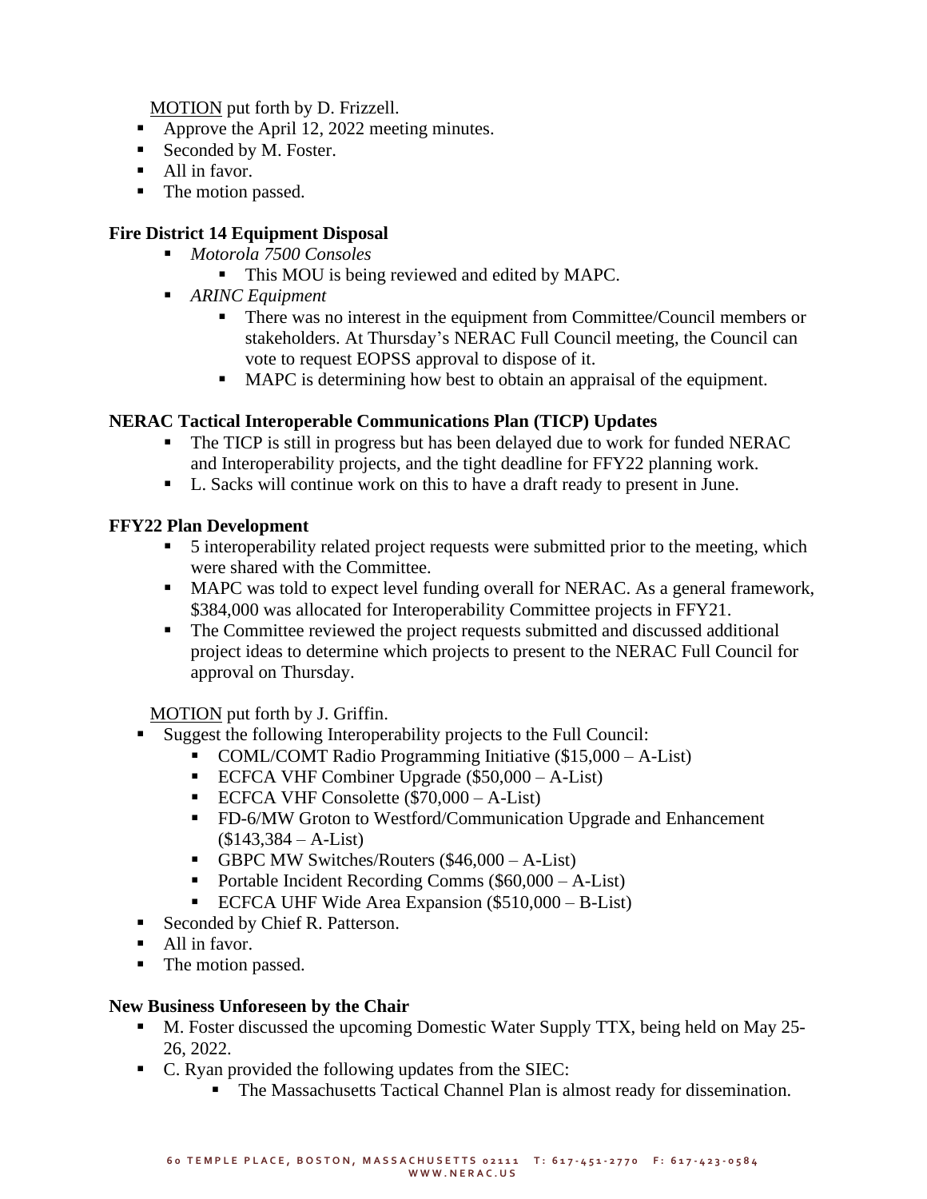<u>MOTION</u> put forth by D. Frizzell.

- Approve the April 12, 2022 meeting minutes.
- Seconded by M. Foster.
- All in favor.
- The motion passed.

**Fire District 14 Equipment Disposal**

- *Motorola 7500 Consoles*
  - This MOU is being reviewed and edited by MAPC.
- *ARINC Equipment*
  - There was no interest in the equipment from Committee/Council members or stakeholders. At Thursday's NERAC Full Council meeting, the Council can vote to request EOPSS approval to dispose of it.
  - MAPC is determining how best to obtain an appraisal of the equipment.

**NERAC Tactical Interoperable Communications Plan (TICP) Updates**

- The TICP is still in progress but has been delayed due to work for funded NERAC and Interoperability projects, and the tight deadline for FFY22 planning work.
- L. Sacks will continue work on this to have a draft ready to present in June.

**FFY22 Plan Development**

- 5 interoperability related project requests were submitted prior to the meeting, which were shared with the Committee.
- MAPC was told to expect level funding overall for NERAC. As a general framework, $384,000 was allocated for Interoperability Committee projects in FFY21.
- The Committee reviewed the project requests submitted and discussed additional project ideas to determine which projects to present to the NERAC Full Council for approval on Thursday.

<u>MOTION</u> put forth by J. Griffin.

- Suggest the following Interoperability projects to the Full Council:
  - COML/COMT Radio Programming Initiative ($15,000 – A-List)
  - ECFCA VHF Combiner Upgrade ($50,000 – A-List)
  - ECFCA VHF Consolette ($70,000 – A-List)
  - FD-6/MW Groton to Westford/Communication Upgrade and Enhancement ($143,384 – A-List)
  - GBPC MW Switches/Routers ($46,000 – A-List)
  - Portable Incident Recording Comms ($60,000 – A-List)
  - ECFCA UHF Wide Area Expansion ($510,000 – B-List)
- Seconded by Chief R. Patterson.
- All in favor.
- The motion passed.

**New Business Unforeseen by the Chair**

- M. Foster discussed the upcoming Domestic Water Supply TTX, being held on May 25-26, 2022.
- C. Ryan provided the following updates from the SIEC:
  - The Massachusetts Tactical Channel Plan is almost ready for dissemination.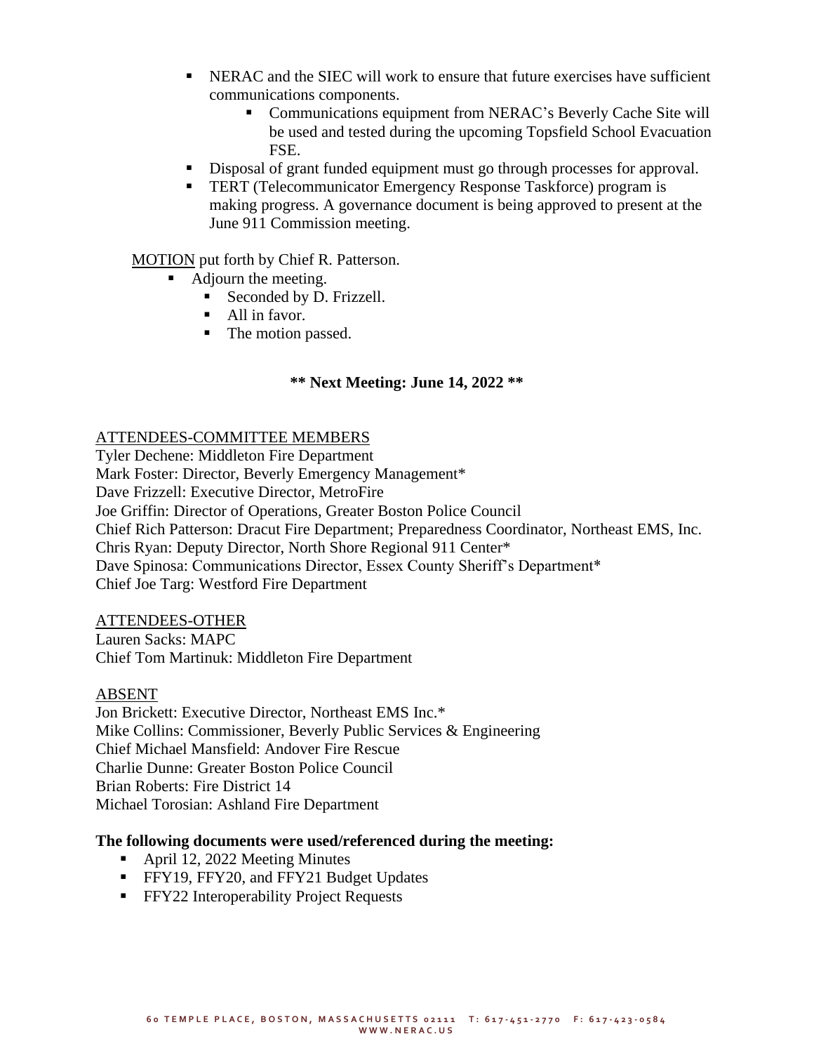- NERAC and the SIEC will work to ensure that future exercises have sufficient communications components.
  - Communications equipment from NERAC's Beverly Cache Site will be used and tested during the upcoming Topsfield School Evacuation FSE.
- Disposal of grant funded equipment must go through processes for approval.
- TERT (Telecommunicator Emergency Response Taskforce) program is making progress. A governance document is being approved to present at the June 911 Commission meeting.

MOTION put forth by Chief R. Patterson.

- Adjourn the meeting.
  - Seconded by D. Frizzell.
  - All in favor.
  - The motion passed.

**\*\* Next Meeting: June 14, 2022 \*\***

ATTENDEES-COMMITTEE MEMBERS

Tyler Dechene: Middleton Fire Department
Mark Foster: Director, Beverly Emergency Management*
Dave Frizzell: Executive Director, MetroFire
Joe Griffin: Director of Operations, Greater Boston Police Council
Chief Rich Patterson: Dracut Fire Department; Preparedness Coordinator, Northeast EMS, Inc.
Chris Ryan: Deputy Director, North Shore Regional 911 Center*
Dave Spinosa: Communications Director, Essex County Sheriff's Department*
Chief Joe Targ: Westford Fire Department

ATTENDEES-OTHER

Lauren Sacks: MAPC
Chief Tom Martinuk: Middleton Fire Department

ABSENT

Jon Brickett: Executive Director, Northeast EMS Inc.*
Mike Collins: Commissioner, Beverly Public Services & Engineering
Chief Michael Mansfield: Andover Fire Rescue
Charlie Dunne: Greater Boston Police Council
Brian Roberts: Fire District 14
Michael Torosian: Ashland Fire Department

**The following documents were used/referenced during the meeting:**

- April 12, 2022 Meeting Minutes
- FFY19, FFY20, and FFY21 Budget Updates
- FFY22 Interoperability Project Requests